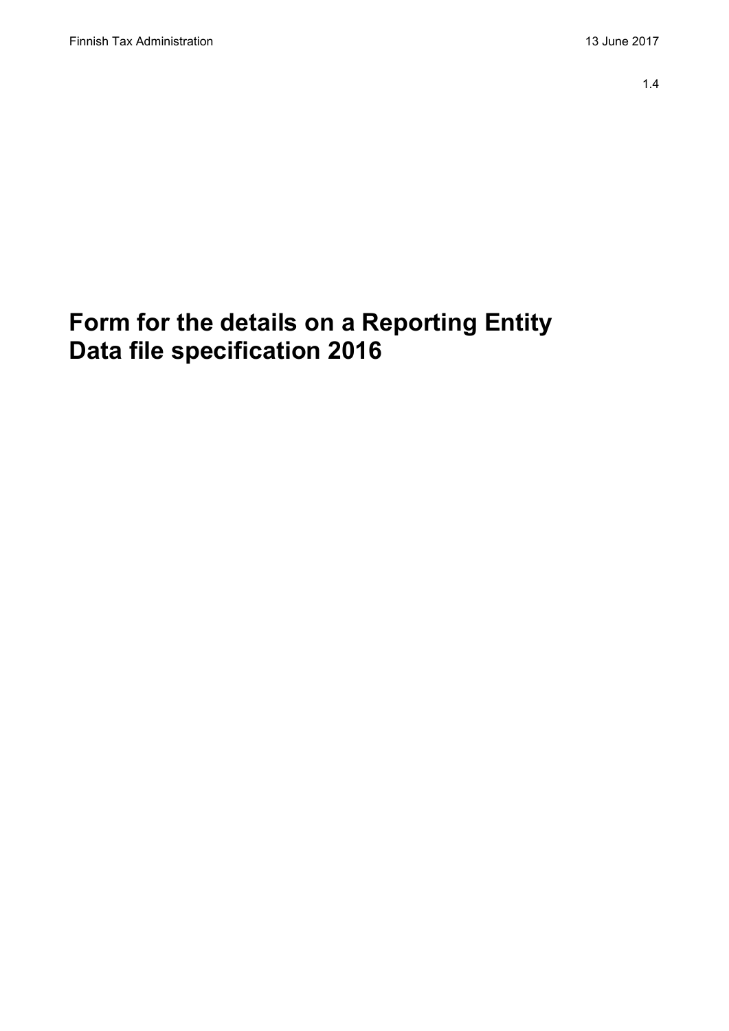Finnish Tax Administration 13 June 2017

1.4

# Form for the details on a Reporting Entity Data file specification 2016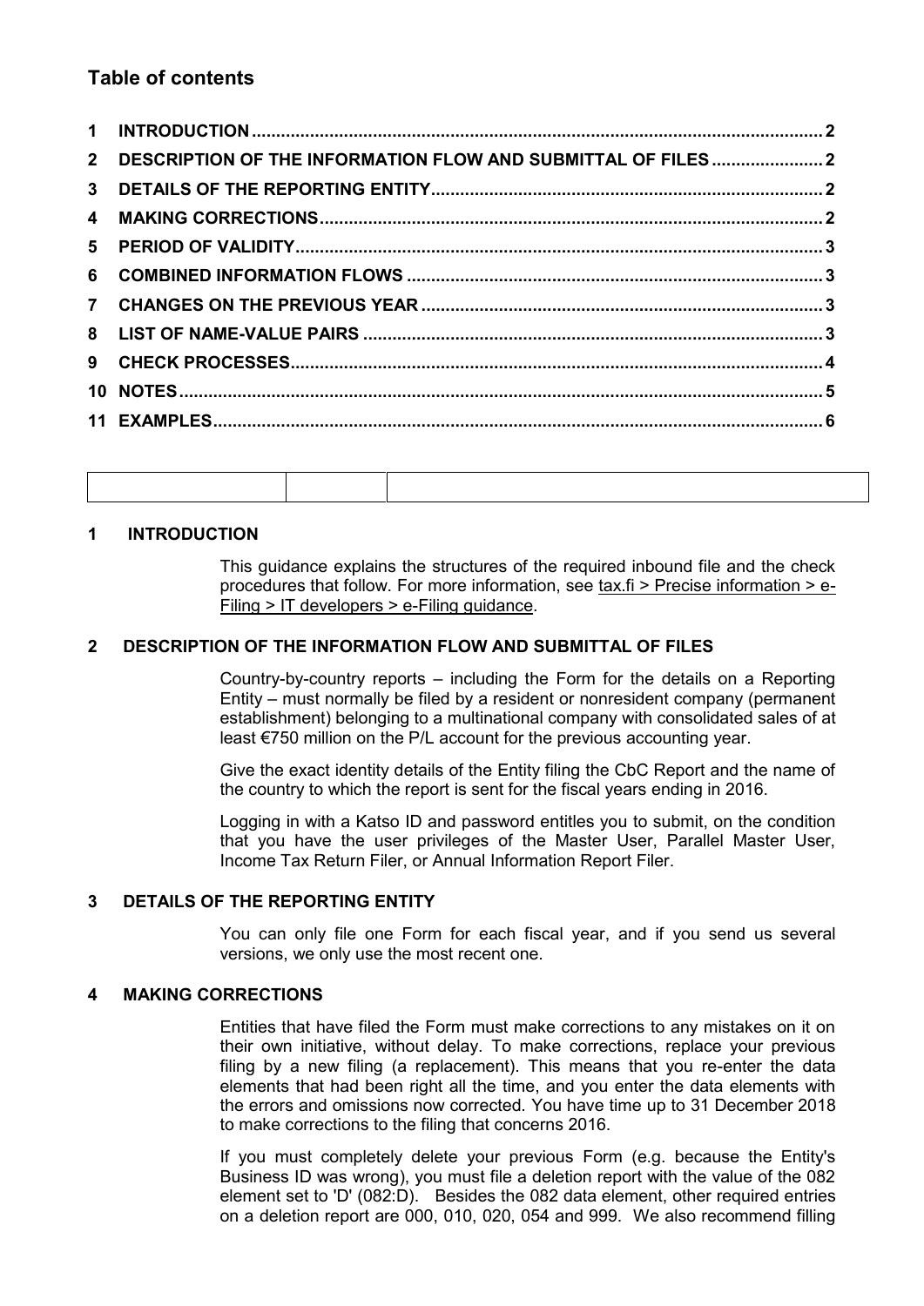## Table of contents

| | | |
|---|---|---|
| 1 | INTRODUCTION | 2 |
| 2 | DESCRIPTION OF THE INFORMATION FLOW AND SUBMITTAL OF FILES | 2 |
| 3 | DETAILS OF THE REPORTING ENTITY | 2 |
| 4 | MAKING CORRECTIONS | 2 |
| 5 | PERIOD OF VALIDITY | 3 |
| 6 | COMBINED INFORMATION FLOWS | 3 |
| 7 | CHANGES ON THE PREVIOUS YEAR | 3 |
| 8 | LIST OF NAME-VALUE PAIRS | 3 |
| 9 | CHECK PROCESSES | 4 |
| 10 | NOTES | 5 |
| 11 | EXAMPLES | 6 |

## 1 INTRODUCTION

This guidance explains the structures of the required inbound file and the check procedures that follow. For more information, see tax.fi > Precise information > e-Filing > IT developers > e-Filing guidance.

## 2 DESCRIPTION OF THE INFORMATION FLOW AND SUBMITTAL OF FILES

Country-by-country reports – including the Form for the details on a Reporting Entity – must normally be filed by a resident or nonresident company (permanent establishment) belonging to a multinational company with consolidated sales of at least €750 million on the P/L account for the previous accounting year.

Give the exact identity details of the Entity filing the CbC Report and the name of the country to which the report is sent for the fiscal years ending in 2016.

Logging in with a Katso ID and password entitles you to submit, on the condition that you have the user privileges of the Master User, Parallel Master User, Income Tax Return Filer, or Annual Information Report Filer.

## 3 DETAILS OF THE REPORTING ENTITY

You can only file one Form for each fiscal year, and if you send us several versions, we only use the most recent one.

## 4 MAKING CORRECTIONS

Entities that have filed the Form must make corrections to any mistakes on it on their own initiative, without delay. To make corrections, replace your previous filing by a new filing (a replacement). This means that you re-enter the data elements that had been right all the time, and you enter the data elements with the errors and omissions now corrected. You have time up to 31 December 2018 to make corrections to the filing that concerns 2016.

If you must completely delete your previous Form (e.g. because the Entity's Business ID was wrong), you must file a deletion report with the value of the 082 element set to 'D' (082:D). Besides the 082 data element, other required entries on a deletion report are 000, 010, 020, 054 and 999. We also recommend filling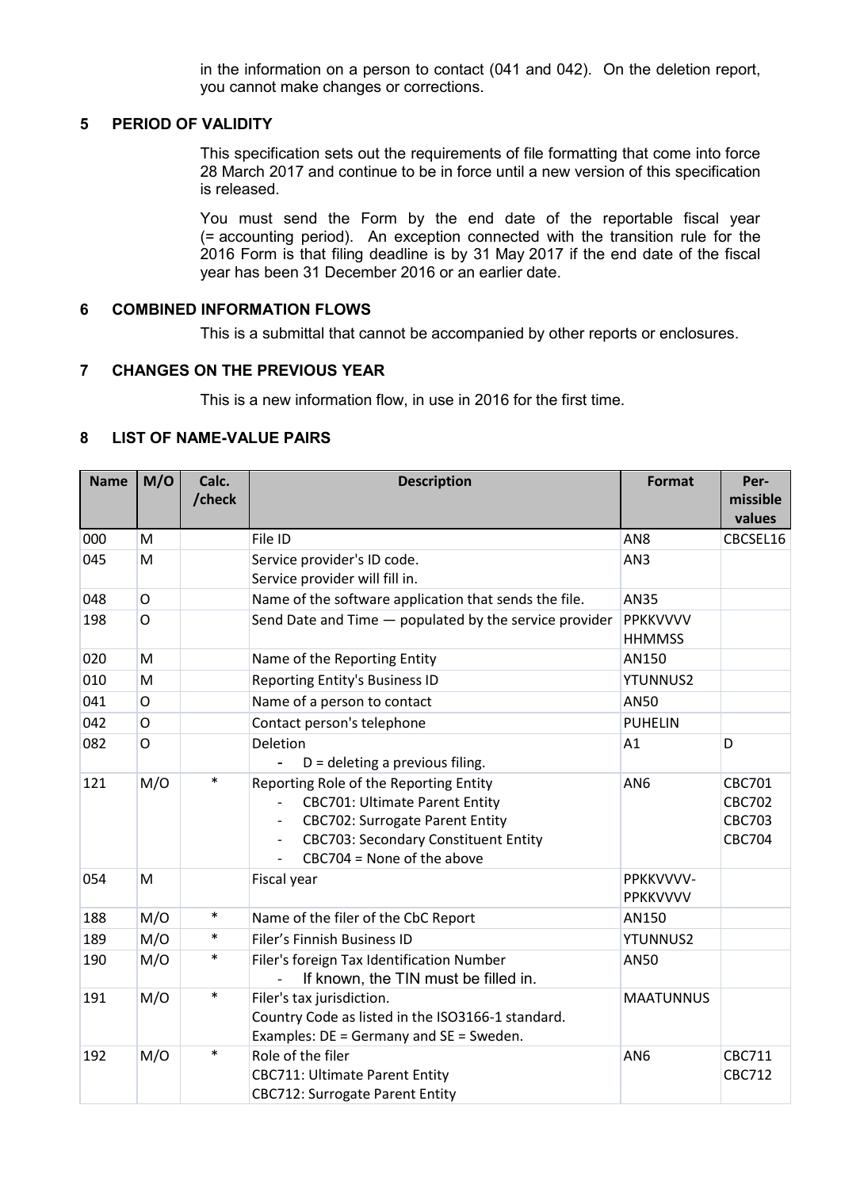in the information on a person to contact (041 and 042). On the deletion report, you cannot make changes or corrections.

## 5 PERIOD OF VALIDITY

This specification sets out the requirements of file formatting that come into force 28 March 2017 and continue to be in force until a new version of this specification is released.

You must send the Form by the end date of the reportable fiscal year (= accounting period). An exception connected with the transition rule for the 2016 Form is that filing deadline is by 31 May 2017 if the end date of the fiscal year has been 31 December 2016 or an earlier date.

## 6 COMBINED INFORMATION FLOWS

This is a submittal that cannot be accompanied by other reports or enclosures.

## 7 CHANGES ON THE PREVIOUS YEAR

This is a new information flow, in use in 2016 for the first time.

## 8 LIST OF NAME-VALUE PAIRS

| Name | M/O | Calc. /check | Description | Format | Per-missible values |
|---|---|---|---|---|---|
| 000 | M | | File ID | AN8 | CBCSEL16 |
| 045 | M | | Service provider's ID code.<br>Service provider will fill in. | AN3 | |
| 048 | O | | Name of the software application that sends the file. | AN35 | |
| 198 | O | | Send Date and Time — populated by the service provider | PPKKVVVV HHMMSS | |
| 020 | M | | Name of the Reporting Entity | AN150 | |
| 010 | M | | Reporting Entity's Business ID | YTUNNUS2 | |
| 041 | O | | Name of a person to contact | AN50 | |
| 042 | O | | Contact person's telephone | PUHELIN | |
| 082 | O | | Deletion<br>- D = deleting a previous filing. | A1 | D |
| 121 | M/O | * | Reporting Role of the Reporting Entity<br>- CBC701: Ultimate Parent Entity<br>- CBC702: Surrogate Parent Entity<br>- CBC703: Secondary Constituent Entity<br>- CBC704 = None of the above | AN6 | CBC701<br>CBC702<br>CBC703<br>CBC704 |
| 054 | M | | Fiscal year | PPKKVVVV-PPKKVVVV | |
| 188 | M/O | * | Name of the filer of the CbC Report | AN150 | |
| 189 | M/O | * | Filer's Finnish Business ID | YTUNNUS2 | |
| 190 | M/O | * | Filer's foreign Tax Identification Number<br>- If known, the TIN must be filled in. | AN50 | |
| 191 | M/O | * | Filer's tax jurisdiction.<br>Country Code as listed in the ISO3166-1 standard.<br>Examples: DE = Germany and SE = Sweden. | MAATUNNUS | |
| 192 | M/O | * | Role of the filer<br>CBC711: Ultimate Parent Entity<br>CBC712: Surrogate Parent Entity | AN6 | CBC711<br>CBC712 |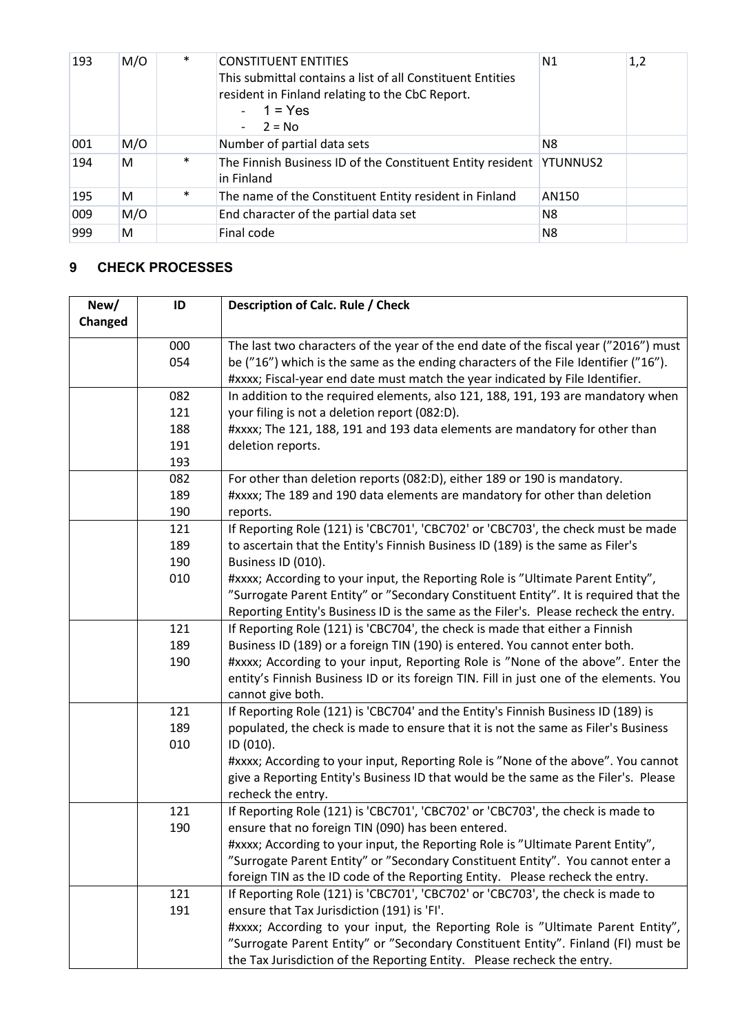| 193 | M/O | * | CONSTITUENT ENTITIES<br>This submittal contains a list of all Constituent Entities resident in Finland relating to the CbC Report.<br>- 1 = Yes<br>- 2 = No | N1 | 1,2 |
|---|---|---|---|---|---|
| 001 | M/O | | Number of partial data sets | N8 | |
| 194 | M | * | The Finnish Business ID of the Constituent Entity resident in Finland | YTUNNUS2 | |
| 195 | M | * | The name of the Constituent Entity resident in Finland | AN150 | |
| 009 | M/O | | End character of the partial data set | N8 | |
| 999 | M | | Final code | N8 | |

## 9 CHECK PROCESSES

| New/ Changed | ID | Description of Calc. Rule / Check |
|---|---|---|
| | 000<br>054 | The last two characters of the year of the end date of the fiscal year (”2016”) must be (”16”) which is the same as the ending characters of the File Identifier (”16”).<br>#xxxx; Fiscal-year end date must match the year indicated by File Identifier. |
| | 082<br>121<br>188<br>191<br>193 | In addition to the required elements, also 121, 188, 191, 193 are mandatory when your filing is not a deletion report (082:D).<br>#xxxx; The 121, 188, 191 and 193 data elements are mandatory for other than deletion reports. |
| | 082<br>189<br>190 | For other than deletion reports (082:D), either 189 or 190 is mandatory.<br>#xxxx; The 189 and 190 data elements are mandatory for other than deletion reports. |
| | 121<br>189<br>190<br>010 | If Reporting Role (121) is 'CBC701', 'CBC702' or 'CBC703', the check must be made to ascertain that the Entity's Finnish Business ID (189) is the same as Filer's Business ID (010).<br>#xxxx; According to your input, the Reporting Role is ”Ultimate Parent Entity”, ”Surrogate Parent Entity” or ”Secondary Constituent Entity”. It is required that the Reporting Entity's Business ID is the same as the Filer's. Please recheck the entry. |
| | 121<br>189<br>190 | If Reporting Role (121) is 'CBC704', the check is made that either a Finnish Business ID (189) or a foreign TIN (190) is entered. You cannot enter both.<br>#xxxx; According to your input, Reporting Role is ”None of the above”. Enter the entity's Finnish Business ID or its foreign TIN. Fill in just one of the elements. You cannot give both. |
| | 121<br>189<br>010 | If Reporting Role (121) is 'CBC704' and the Entity's Finnish Business ID (189) is populated, the check is made to ensure that it is not the same as Filer's Business ID (010).<br>#xxxx; According to your input, Reporting Role is ”None of the above”. You cannot give a Reporting Entity's Business ID that would be the same as the Filer's. Please recheck the entry. |
| | 121<br>190 | If Reporting Role (121) is 'CBC701', 'CBC702' or 'CBC703', the check is made to ensure that no foreign TIN (090) has been entered.<br>#xxxx; According to your input, the Reporting Role is ”Ultimate Parent Entity”, ”Surrogate Parent Entity” or ”Secondary Constituent Entity”. You cannot enter a foreign TIN as the ID code of the Reporting Entity. Please recheck the entry. |
| | 121<br>191 | If Reporting Role (121) is 'CBC701', 'CBC702' or 'CBC703', the check is made to ensure that Tax Jurisdiction (191) is 'FI'.<br>#xxxx; According to your input, the Reporting Role is ”Ultimate Parent Entity”, ”Surrogate Parent Entity” or ”Secondary Constituent Entity”. Finland (FI) must be the Tax Jurisdiction of the Reporting Entity. Please recheck the entry. |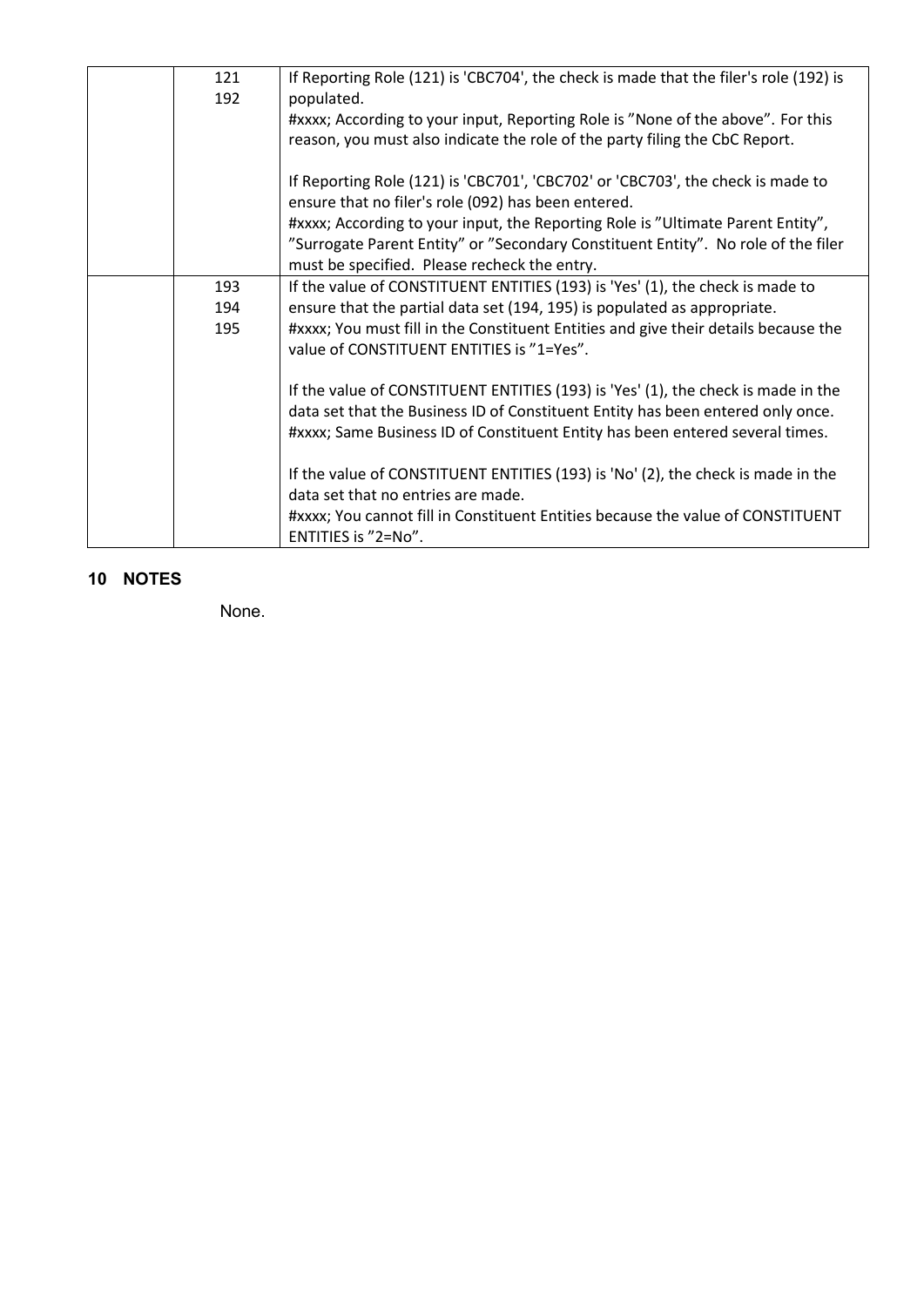| | | |
|---|---|---|
| | 121<br>192 | If Reporting Role (121) is 'CBC704', the check is made that the filer's role (192) is populated.<br>#xxxx; According to your input, Reporting Role is ”None of the above”. For this reason, you must also indicate the role of the party filing the CbC Report.<br><br>If Reporting Role (121) is 'CBC701', 'CBC702' or 'CBC703', the check is made to ensure that no filer's role (092) has been entered.<br>#xxxx; According to your input, the Reporting Role is ”Ultimate Parent Entity”, ”Surrogate Parent Entity” or ”Secondary Constituent Entity”. No role of the filer must be specified. Please recheck the entry. |
| | 193<br>194<br>195 | If the value of CONSTITUENT ENTITIES (193) is 'Yes' (1), the check is made to ensure that the partial data set (194, 195) is populated as appropriate.<br>#xxxx; You must fill in the Constituent Entities and give their details because the value of CONSTITUENT ENTITIES is ”1=Yes”.<br><br>If the value of CONSTITUENT ENTITIES (193) is 'Yes' (1), the check is made in the data set that the Business ID of Constituent Entity has been entered only once.<br>#xxxx; Same Business ID of Constituent Entity has been entered several times.<br><br>If the value of CONSTITUENT ENTITIES (193) is 'No' (2), the check is made in the data set that no entries are made.<br>#xxxx; You cannot fill in Constituent Entities because the value of CONSTITUENT ENTITIES is ”2=No”. |

## 10 NOTES

None.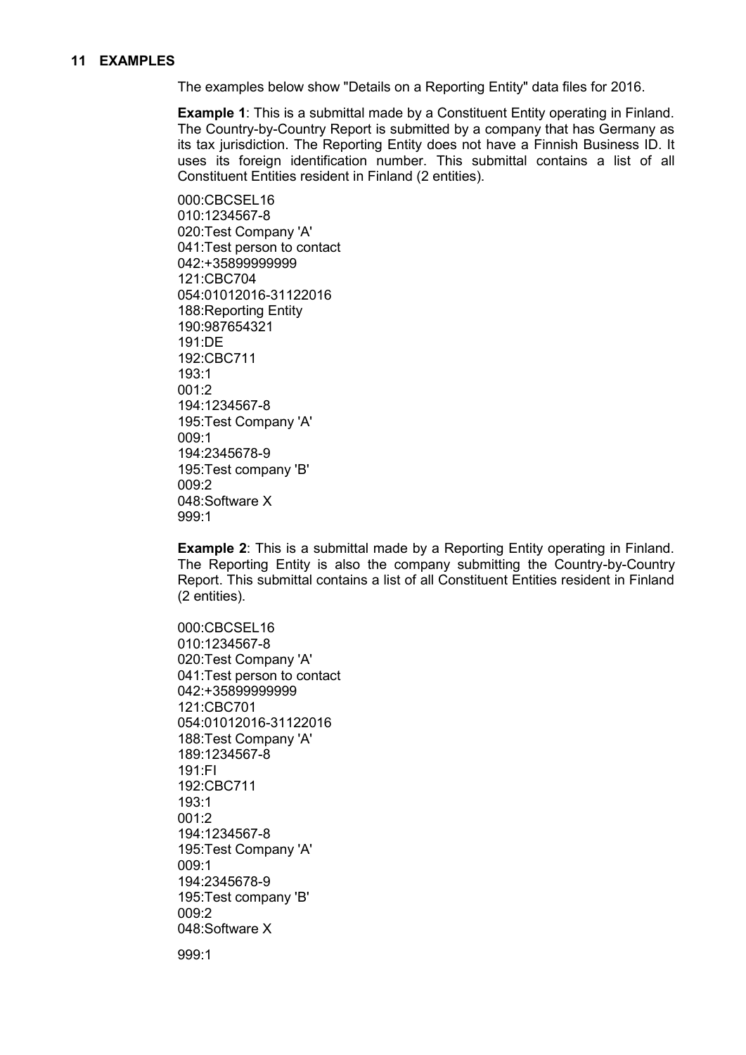## 11 EXAMPLES

The examples below show "Details on a Reporting Entity" data files for 2016.

**Example 1**: This is a submittal made by a Constituent Entity operating in Finland. The Country-by-Country Report is submitted by a company that has Germany as its tax jurisdiction. The Reporting Entity does not have a Finnish Business ID. It uses its foreign identification number. This submittal contains a list of all Constituent Entities resident in Finland (2 entities).

```
000:CBCSEL16
010:1234567-8
020:Test Company 'A'
041:Test person to contact
042:+35899999999
121:CBC704
054:01012016-31122016
188:Reporting Entity
190:987654321
191:DE
192:CBC711
193:1
001:2
194:1234567-8
195:Test Company 'A'
009:1
194:2345678-9
195:Test company 'B'
009:2
048:Software X
999:1
```

**Example 2**: This is a submittal made by a Reporting Entity operating in Finland. The Reporting Entity is also the company submitting the Country-by-Country Report. This submittal contains a list of all Constituent Entities resident in Finland (2 entities).

```
000:CBCSEL16
010:1234567-8
020:Test Company 'A'
041:Test person to contact
042:+35899999999
121:CBC701
054:01012016-31122016
188:Test Company 'A'
189:1234567-8
191:FI
192:CBC711
193:1
001:2
194:1234567-8
195:Test Company 'A'
009:1
194:2345678-9
195:Test company 'B'
009:2
048:Software X

999:1
```